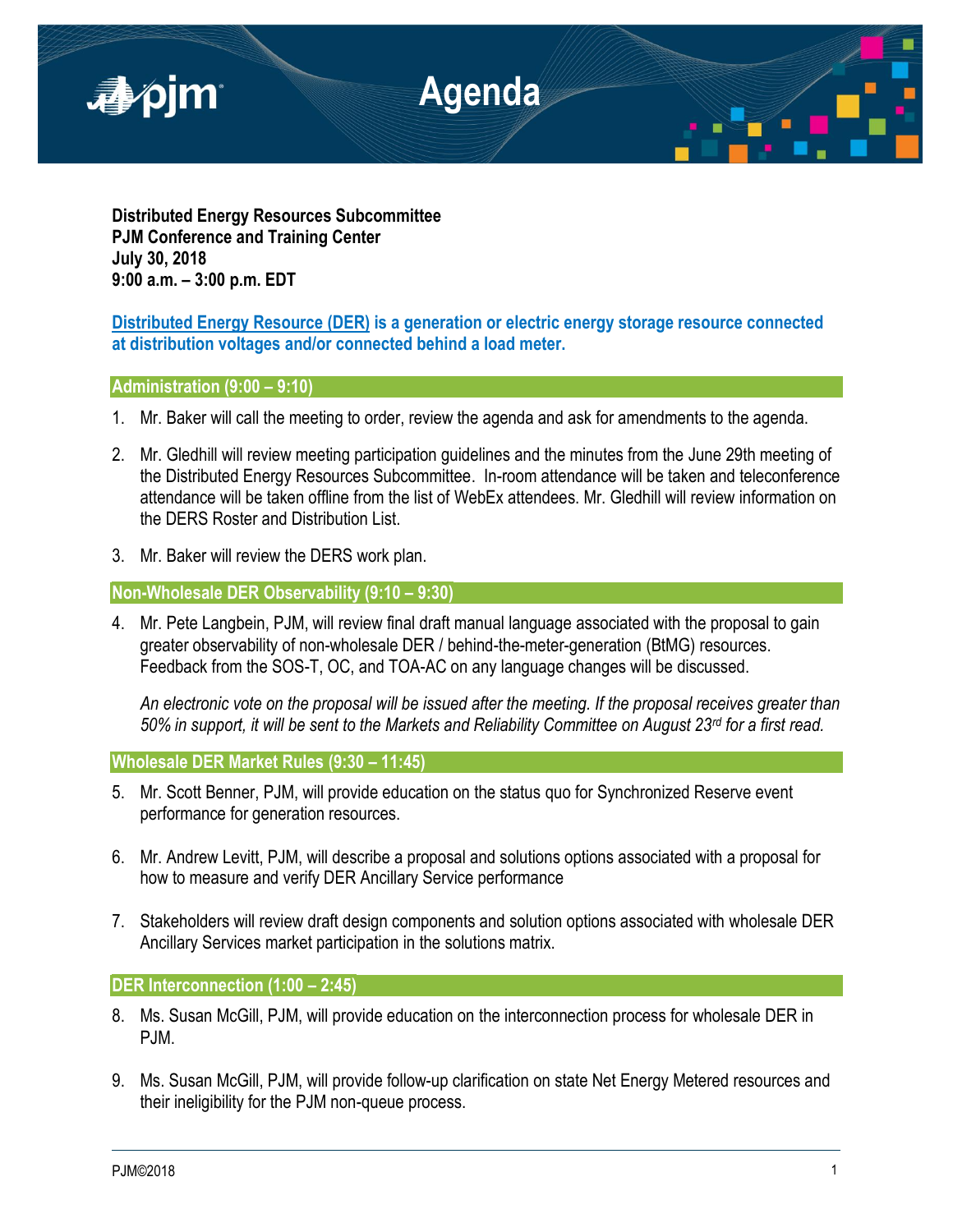# Agenda

**Distributed Energy Resources Subcommittee**
**PJM Conference and Training Center**
**July 30, 2018**
**9:00 a.m. – 3:00 p.m. EDT**

**Distributed Energy Resource (DER) is a generation or electric energy storage resource connected at distribution voltages and/or connected behind a load meter.**

## Administration (9:00 – 9:10)

1. Mr. Baker will call the meeting to order, review the agenda and ask for amendments to the agenda.

2. Mr. Gledhill will review meeting participation guidelines and the minutes from the June 29th meeting of the Distributed Energy Resources Subcommittee. In-room attendance will be taken and teleconference attendance will be taken offline from the list of WebEx attendees. Mr. Gledhill will review information on the DERS Roster and Distribution List.

3. Mr. Baker will review the DERS work plan.

## Non-Wholesale DER Observability (9:10 – 9:30)

4. Mr. Pete Langbein, PJM, will review final draft manual language associated with the proposal to gain greater observability of non-wholesale DER / behind-the-meter-generation (BtMG) resources. Feedback from the SOS-T, OC, and TOA-AC on any language changes will be discussed.

   *An electronic vote on the proposal will be issued after the meeting. If the proposal receives greater than 50% in support, it will be sent to the Markets and Reliability Committee on August 23rd for a first read.*

## Wholesale DER Market Rules (9:30 – 11:45)

5. Mr. Scott Benner, PJM, will provide education on the status quo for Synchronized Reserve event performance for generation resources.

6. Mr. Andrew Levitt, PJM, will describe a proposal and solutions options associated with a proposal for how to measure and verify DER Ancillary Service performance

7. Stakeholders will review draft design components and solution options associated with wholesale DER Ancillary Services market participation in the solutions matrix.

## DER Interconnection (1:00 – 2:45)

8. Ms. Susan McGill, PJM, will provide education on the interconnection process for wholesale DER in PJM.

9. Ms. Susan McGill, PJM, will provide follow-up clarification on state Net Energy Metered resources and their ineligibility for the PJM non-queue process.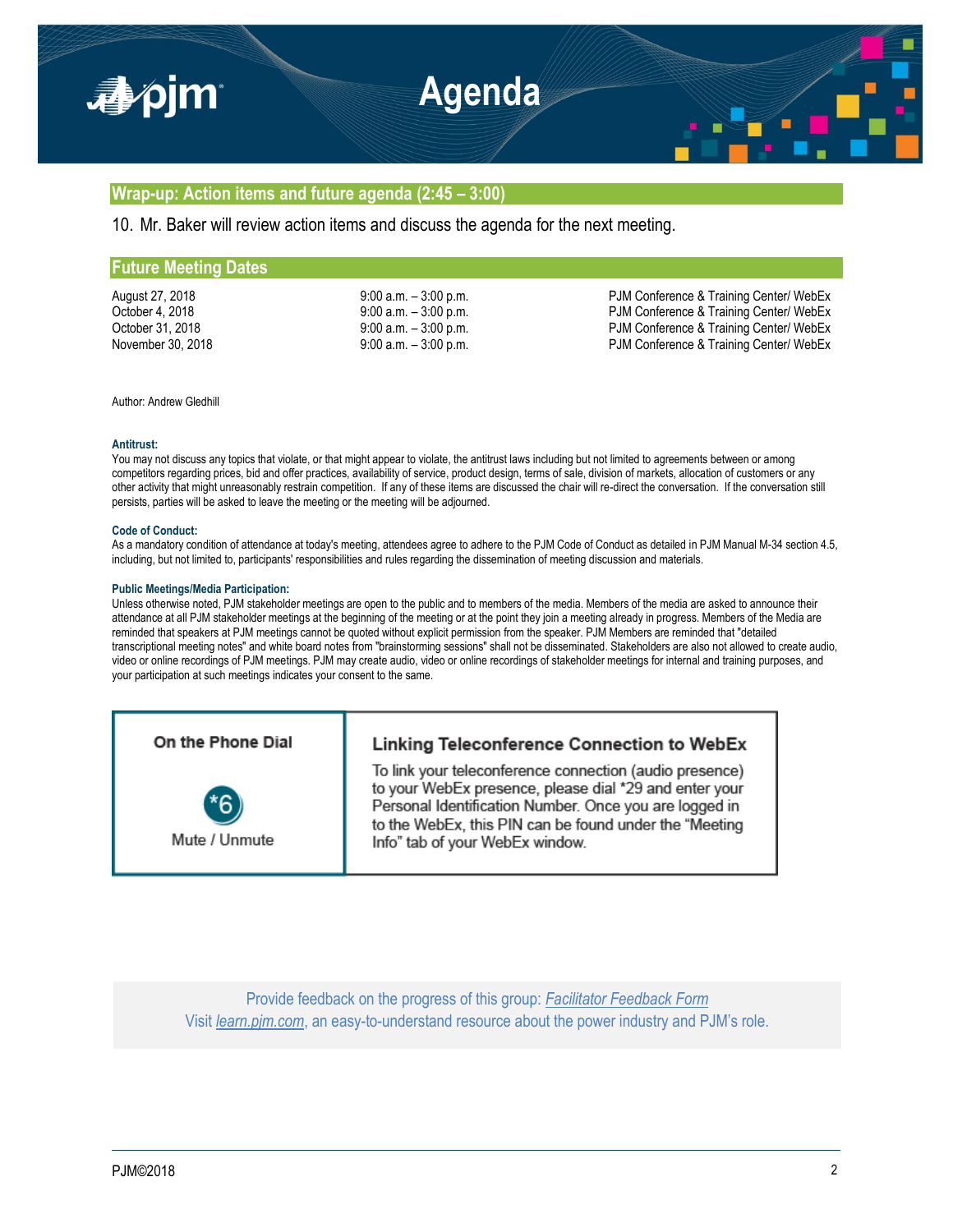## Wrap-up: Action items and future agenda (2:45 – 3:00)

10. Mr. Baker will review action items and discuss the agenda for the next meeting.

## Future Meeting Dates

| | | |
|---|---|---|
| August 27, 2018 | 9:00 a.m. – 3:00 p.m. | PJM Conference & Training Center/ WebEx |
| October 4, 2018 | 9:00 a.m. – 3:00 p.m. | PJM Conference & Training Center/ WebEx |
| October 31, 2018 | 9:00 a.m. – 3:00 p.m. | PJM Conference & Training Center/ WebEx |
| November 30, 2018 | 9:00 a.m. – 3:00 p.m. | PJM Conference & Training Center/ WebEx |

Author: Andrew Gledhill

**Antitrust:**
You may not discuss any topics that violate, or that might appear to violate, the antitrust laws including but not limited to agreements between or among competitors regarding prices, bid and offer practices, availability of service, product design, terms of sale, division of markets, allocation of customers or any other activity that might unreasonably restrain competition. If any of these items are discussed the chair will re-direct the conversation. If the conversation still persists, parties will be asked to leave the meeting or the meeting will be adjourned.

**Code of Conduct:**
As a mandatory condition of attendance at today's meeting, attendees agree to adhere to the PJM Code of Conduct as detailed in PJM Manual M-34 section 4.5, including, but not limited to, participants' responsibilities and rules regarding the dissemination of meeting discussion and materials.

**Public Meetings/Media Participation:**
Unless otherwise noted, PJM stakeholder meetings are open to the public and to members of the media. Members of the media are asked to announce their attendance at all PJM stakeholder meetings at the beginning of the meeting or at the point they join a meeting already in progress. Members of the Media are reminded that speakers at PJM meetings cannot be quoted without explicit permission from the speaker. PJM Members are reminded that "detailed transcriptional meeting notes" and white board notes from "brainstorming sessions" shall not be disseminated. Stakeholders are also not allowed to create audio, video or online recordings of PJM meetings. PJM may create audio, video or online recordings of stakeholder meetings for internal and training purposes, and your participation at such meetings indicates your consent to the same.

| On the Phone Dial | Linking Teleconference Connection to WebEx |
|---|---|
| *6<br>Mute / Unmute | To link your teleconference connection (audio presence) to your WebEx presence, please dial *29 and enter your Personal Identification Number. Once you are logged in to the WebEx, this PIN can be found under the "Meeting Info" tab of your WebEx window. |

Provide feedback on the progress of this group: *Facilitator Feedback Form*
Visit *learn.pjm.com*, an easy-to-understand resource about the power industry and PJM's role.

PJM©2018